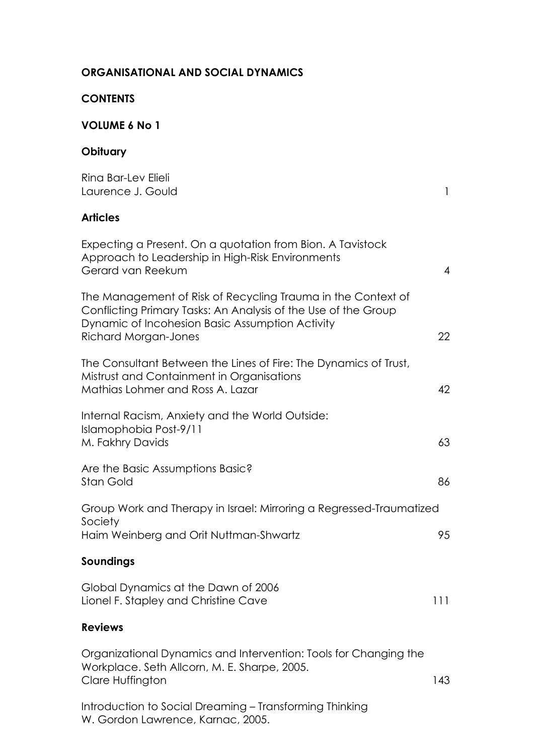# ORGANISATIONAL AND SOCIAL DYNAMICS

## CONTENTS

## VOLUME 6 No 1

### Obituary

| | |
|---|---|
| Rina Bar-Lev Elieli<br>Laurence J. Gould | 1 |

### Articles

| | |
|---|---|
| Expecting a Present. On a quotation from Bion. A Tavistock Approach to Leadership in High-Risk Environments<br>Gerard van Reekum | 4 |
| The Management of Risk of Recycling Trauma in the Context of Conflicting Primary Tasks: An Analysis of the Use of the Group Dynamic of Incohesion Basic Assumption Activity<br>Richard Morgan-Jones | 22 |
| The Consultant Between the Lines of Fire: The Dynamics of Trust, Mistrust and Containment in Organisations<br>Mathias Lohmer and Ross A. Lazar | 42 |
| Internal Racism, Anxiety and the World Outside: Islamophobia Post-9/11<br>M. Fakhry Davids | 63 |
| Are the Basic Assumptions Basic?<br>Stan Gold | 86 |
| Group Work and Therapy in Israel: Mirroring a Regressed-Traumatized Society<br>Haim Weinberg and Orit Nuttman-Shwartz | 95 |

### Soundings

| | |
|---|---|
| Global Dynamics at the Dawn of 2006<br>Lionel F. Stapley and Christine Cave | 111 |

### Reviews

| | |
|---|---|
| Organizational Dynamics and Intervention: Tools for Changing the Workplace. Seth Allcorn, M. E. Sharpe, 2005.<br>Clare Huffington | 143 |
| Introduction to Social Dreaming – Transforming Thinking<br>W. Gordon Lawrence, Karnac, 2005. | |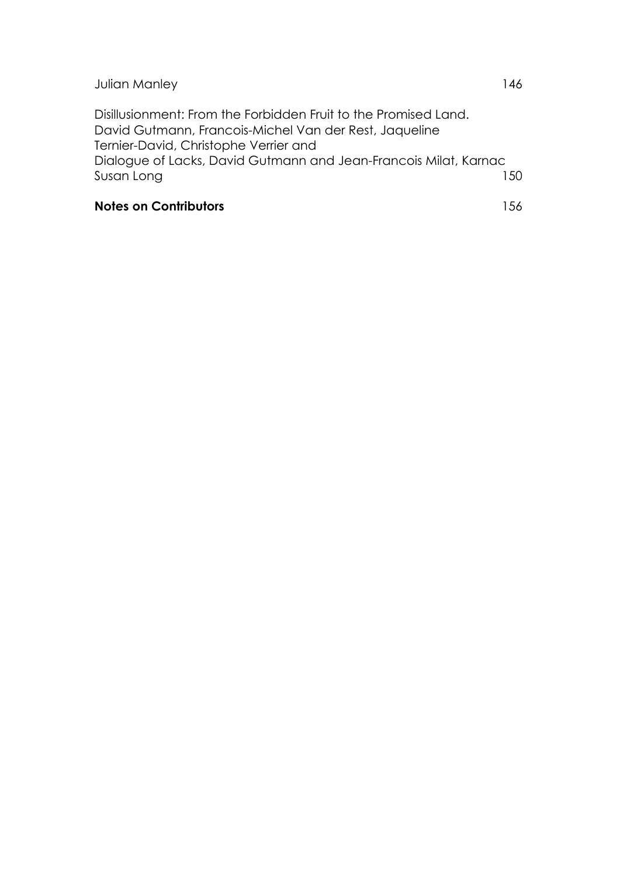Julian Manley 146

Disillusionment: From the Forbidden Fruit to the Promised Land.
David Gutmann, Francois-Michel Van der Rest, Jaqueline
Ternier-David, Christophe Verrier and
Dialogue of Lacks, David Gutmann and Jean-Francois Milat, Karnac
Susan Long 150

**Notes on Contributors** 156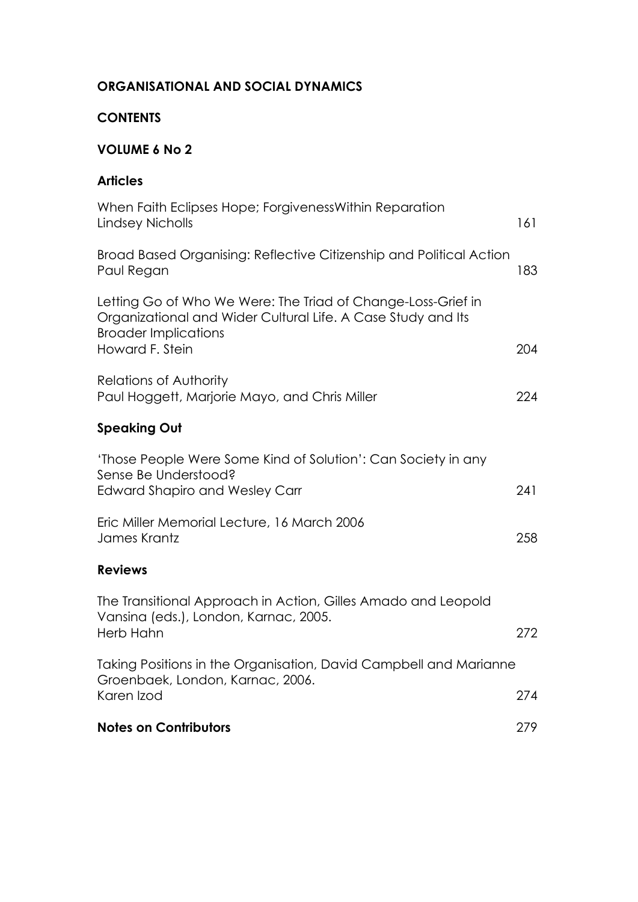**ORGANISATIONAL AND SOCIAL DYNAMICS**

**CONTENTS**

**VOLUME 6 No 2**

**Articles**

When Faith Eclipses Hope; ForgivenessWithin Reparation
Lindsey Nicholls 161

Broad Based Organising: Reflective Citizenship and Political Action
Paul Regan 183

Letting Go of Who We Were: The Triad of Change-Loss-Grief in Organizational and Wider Cultural Life. A Case Study and Its Broader Implications
Howard F. Stein 204

Relations of Authority
Paul Hoggett, Marjorie Mayo, and Chris Miller 224

**Speaking Out**

'Those People Were Some Kind of Solution': Can Society in any Sense Be Understood?
Edward Shapiro and Wesley Carr 241

Eric Miller Memorial Lecture, 16 March 2006
James Krantz 258

**Reviews**

The Transitional Approach in Action, Gilles Amado and Leopold Vansina (eds.), London, Karnac, 2005.
Herb Hahn 272

Taking Positions in the Organisation, David Campbell and Marianne Groenbaek, London, Karnac, 2006.
Karen Izod 274

**Notes on Contributors** 279